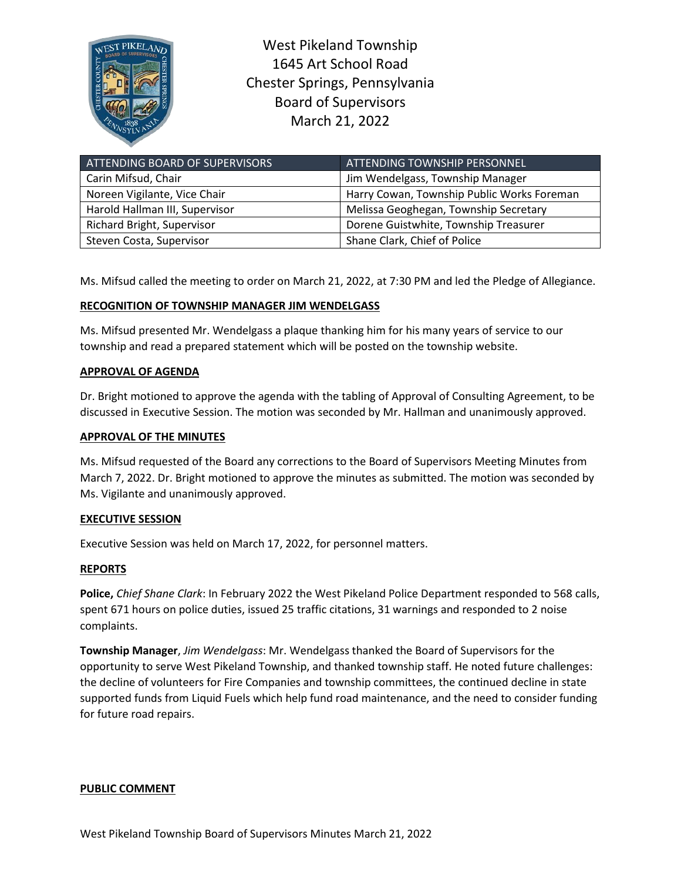# West Pikeland Township
1645 Art School Road
Chester Springs, Pennsylvania
Board of Supervisors
March 21, 2022

| ATTENDING BOARD OF SUPERVISORS | ATTENDING TOWNSHIP PERSONNEL |
|---|---|
| Carin Mifsud, Chair | Jim Wendelgass, Township Manager |
| Noreen Vigilante, Vice Chair | Harry Cowan, Township Public Works Foreman |
| Harold Hallman III, Supervisor | Melissa Geoghegan, Township Secretary |
| Richard Bright, Supervisor | Dorene Guistwhite, Township Treasurer |
| Steven Costa, Supervisor | Shane Clark, Chief of Police |

Ms. Mifsud called the meeting to order on March 21, 2022, at 7:30 PM and led the Pledge of Allegiance.

**RECOGNITION OF TOWNSHIP MANAGER JIM WENDELGASS**

Ms. Mifsud presented Mr. Wendelgass a plaque thanking him for his many years of service to our township and read a prepared statement which will be posted on the township website.

**APPROVAL OF AGENDA**

Dr. Bright motioned to approve the agenda with the tabling of Approval of Consulting Agreement, to be discussed in Executive Session. The motion was seconded by Mr. Hallman and unanimously approved.

**APPROVAL OF THE MINUTES**

Ms. Mifsud requested of the Board any corrections to the Board of Supervisors Meeting Minutes from March 7, 2022. Dr. Bright motioned to approve the minutes as submitted. The motion was seconded by Ms. Vigilante and unanimously approved.

**EXECUTIVE SESSION**

Executive Session was held on March 17, 2022, for personnel matters.

**REPORTS**

**Police,** *Chief Shane Clark*: In February 2022 the West Pikeland Police Department responded to 568 calls, spent 671 hours on police duties, issued 25 traffic citations, 31 warnings and responded to 2 noise complaints.

**Township Manager**, *Jim Wendelgass*: Mr. Wendelgass thanked the Board of Supervisors for the opportunity to serve West Pikeland Township, and thanked township staff. He noted future challenges: the decline of volunteers for Fire Companies and township committees, the continued decline in state supported funds from Liquid Fuels which help fund road maintenance, and the need to consider funding for future road repairs.

**PUBLIC COMMENT**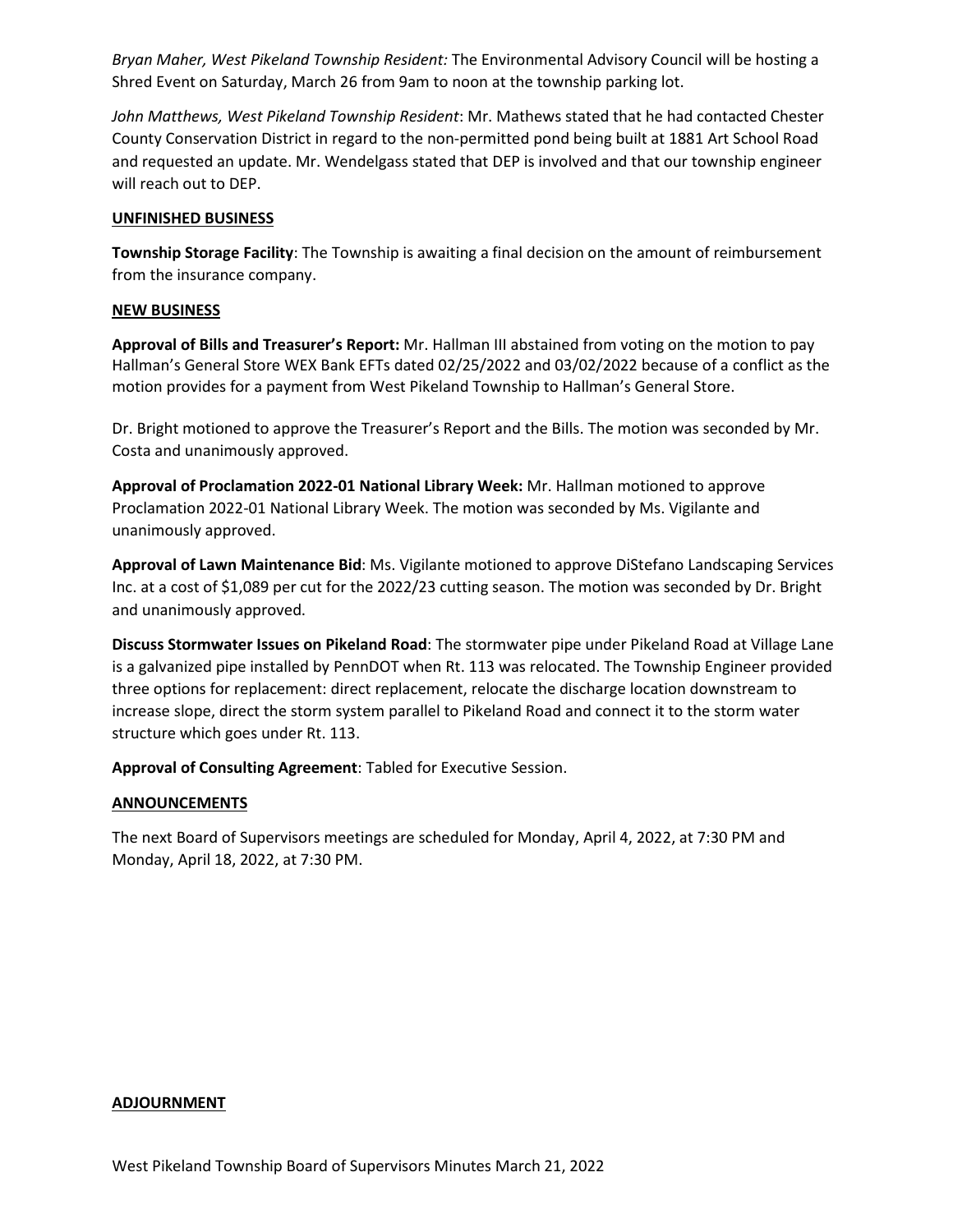*Bryan Maher, West Pikeland Township Resident:* The Environmental Advisory Council will be hosting a Shred Event on Saturday, March 26 from 9am to noon at the township parking lot.

*John Matthews, West Pikeland Township Resident*: Mr. Mathews stated that he had contacted Chester County Conservation District in regard to the non-permitted pond being built at 1881 Art School Road and requested an update. Mr. Wendelgass stated that DEP is involved and that our township engineer will reach out to DEP.

**UNFINISHED BUSINESS**

**Township Storage Facility**: The Township is awaiting a final decision on the amount of reimbursement from the insurance company.

**NEW BUSINESS**

**Approval of Bills and Treasurer's Report:** Mr. Hallman III abstained from voting on the motion to pay Hallman's General Store WEX Bank EFTs dated 02/25/2022 and 03/02/2022 because of a conflict as the motion provides for a payment from West Pikeland Township to Hallman's General Store.

Dr. Bright motioned to approve the Treasurer's Report and the Bills. The motion was seconded by Mr. Costa and unanimously approved.

**Approval of Proclamation 2022-01 National Library Week:** Mr. Hallman motioned to approve Proclamation 2022-01 National Library Week. The motion was seconded by Ms. Vigilante and unanimously approved.

**Approval of Lawn Maintenance Bid**: Ms. Vigilante motioned to approve DiStefano Landscaping Services Inc. at a cost of $1,089 per cut for the 2022/23 cutting season. The motion was seconded by Dr. Bright and unanimously approved.

**Discuss Stormwater Issues on Pikeland Road**: The stormwater pipe under Pikeland Road at Village Lane is a galvanized pipe installed by PennDOT when Rt. 113 was relocated. The Township Engineer provided three options for replacement: direct replacement, relocate the discharge location downstream to increase slope, direct the storm system parallel to Pikeland Road and connect it to the storm water structure which goes under Rt. 113.

**Approval of Consulting Agreement**: Tabled for Executive Session.

**ANNOUNCEMENTS**

The next Board of Supervisors meetings are scheduled for Monday, April 4, 2022, at 7:30 PM and Monday, April 18, 2022, at 7:30 PM.

**ADJOURNMENT**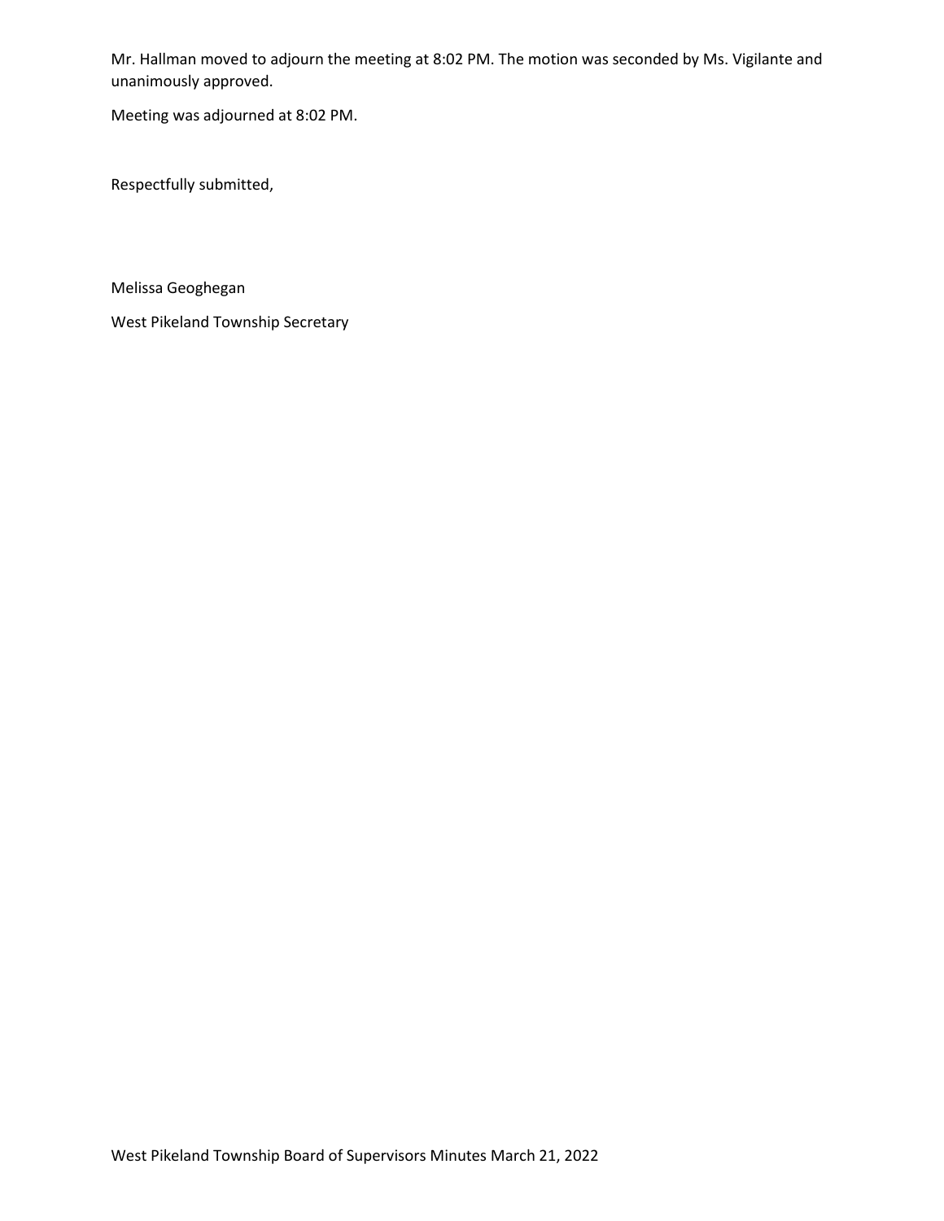Mr. Hallman moved to adjourn the meeting at 8:02 PM. The motion was seconded by Ms. Vigilante and unanimously approved.

Meeting was adjourned at 8:02 PM.

Respectfully submitted,

Melissa Geoghegan

West Pikeland Township Secretary